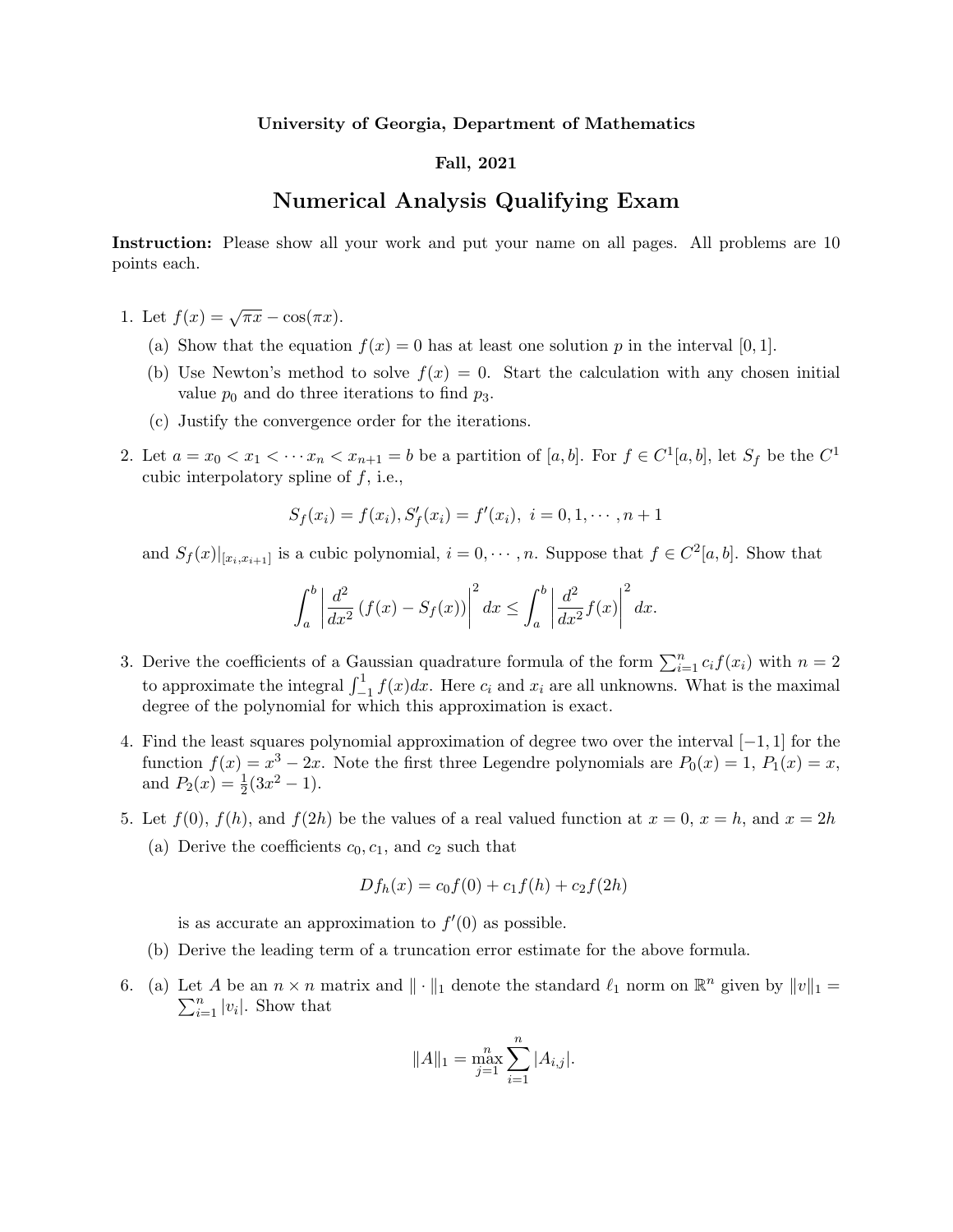**University of Georgia, Department of Mathematics**

**Fall, 2021**

# Numerical Analysis Qualifying Exam

**Instruction:** Please show all your work and put your name on all pages. All problems are 10 points each.

1. Let $f(x) = \sqrt{\pi x} - \cos(\pi x)$.
   (a) Show that the equation $f(x) = 0$ has at least one solution $p$ in the interval $[0, 1]$.
   (b) Use Newton's method to solve $f(x) = 0$. Start the calculation with any chosen initial value $p_0$ and do three iterations to find $p_3$.
   (c) Justify the convergence order for the iterations.

2. Let $a = x_0 < x_1 < \cdots x_n < x_{n+1} = b$ be a partition of $[a, b]$. For $f \in C^1[a, b]$, let $S_f$ be the $C^1$ cubic interpolatory spline of $f$, i.e.,

$$S_f(x_i) = f(x_i), S_f'(x_i) = f'(x_i), \ i = 0, 1, \cdots, n+1$$

   and $S_f(x)|_{[x_i, x_{i+1}]}$ is a cubic polynomial, $i = 0, \cdots, n$. Suppose that $f \in C^2[a, b]$. Show that

$$\int_a^b \left| \frac{d^2}{dx^2} \left( f(x) - S_f(x) \right) \right|^2 dx \leq \int_a^b \left| \frac{d^2}{dx^2} f(x) \right|^2 dx.$$

3. Derive the coefficients of a Gaussian quadrature formula of the form $\sum_{i=1}^n c_i f(x_i)$ with $n = 2$ to approximate the integral $\int_{-1}^1 f(x)dx$. Here $c_i$ and $x_i$ are all unknowns. What is the maximal degree of the polynomial for which this approximation is exact.

4. Find the least squares polynomial approximation of degree two over the interval $[-1, 1]$ for the function $f(x) = x^3 - 2x$. Note the first three Legendre polynomials are $P_0(x) = 1$, $P_1(x) = x$, and $P_2(x) = \frac{1}{2}(3x^2 - 1)$.

5. Let $f(0)$, $f(h)$, and $f(2h)$ be the values of a real valued function at $x = 0$, $x = h$, and $x = 2h$
   (a) Derive the coefficients $c_0, c_1$, and $c_2$ such that

$$Df_h(x) = c_0 f(0) + c_1 f(h) + c_2 f(2h)$$

   is as accurate an approximation to $f'(0)$ as possible.
   (b) Derive the leading term of a truncation error estimate for the above formula.

6. (a) Let $A$ be an $n \times n$ matrix and $\| \cdot \|_1$ denote the standard $\ell_1$ norm on $\mathbb{R}^n$ given by $\|v\|_1 = \sum_{i=1}^n |v_i|$. Show that

$$\|A\|_1 = \max_{j=1}^n \sum_{i=1}^n |A_{i,j}|.$$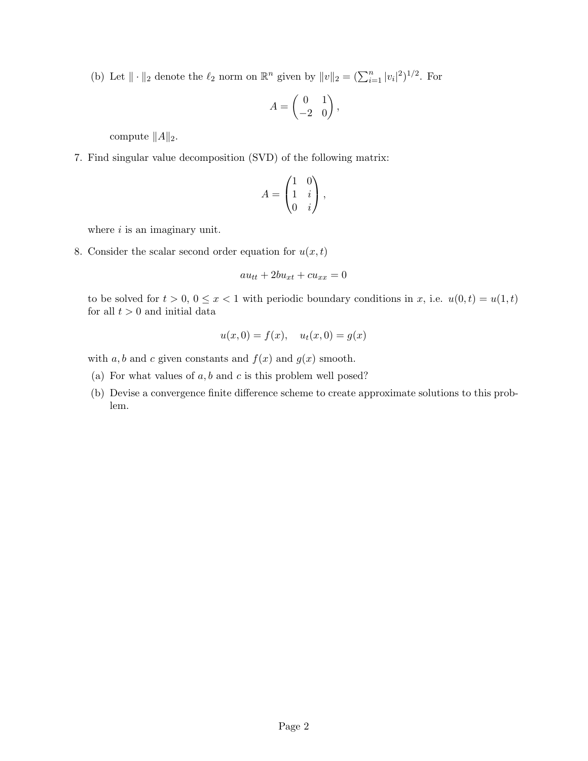(b) Let $\|\cdot\|_2$ denote the $\ell_2$ norm on $\mathbb{R}^n$ given by $\|v\|_2 = (\sum_{i=1}^n |v_i|^2)^{1/2}$. For

$$A = \begin{pmatrix} 0 & 1 \\ -2 & 0 \end{pmatrix},$$

compute $\|A\|_2$.

7. Find singular value decomposition (SVD) of the following matrix:

$$A = \begin{pmatrix} 1 & 0 \\ 1 & i \\ 0 & i \end{pmatrix},$$

where $i$ is an imaginary unit.

8. Consider the scalar second order equation for $u(x,t)$

$$au_{tt} + 2bu_{xt} + cu_{xx} = 0$$

to be solved for $t > 0$, $0 \le x < 1$ with periodic boundary conditions in $x$, i.e. $u(0,t) = u(1,t)$ for all $t > 0$ and initial data

$$u(x,0) = f(x), \quad u_t(x,0) = g(x)$$

with $a, b$ and $c$ given constants and $f(x)$ and $g(x)$ smooth.

(a) For what values of $a, b$ and $c$ is this problem well posed?

(b) Devise a convergence finite difference scheme to create approximate solutions to this problem.